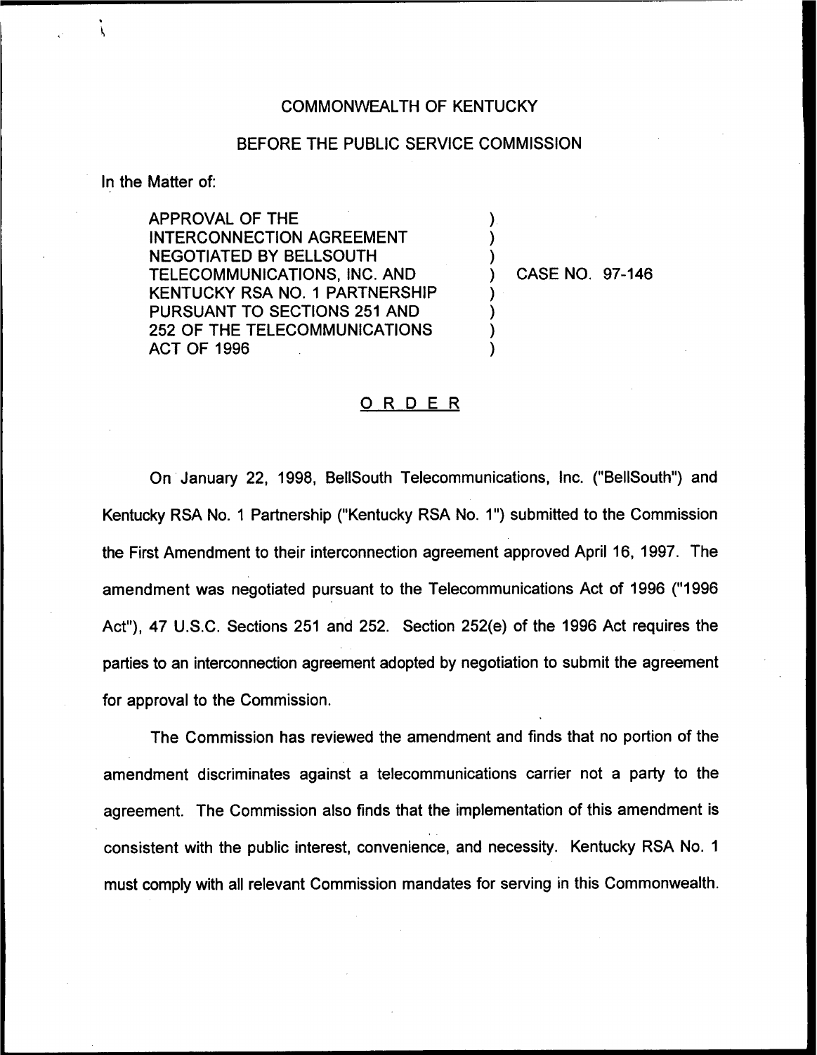COMMONWEALTH OF KENTUCKY

BEFORE THE PUBLIC SERVICE COMMISSION

In the Matter of:

APPROVAL OF THE INTERCONNECTION AGREEMENT NEGOTIATED BY BELLSOUTH TELECOMMUNICATIONS, INC. AND KENTUCKY RSA NO. 1 PARTNERSHIP PURSUANT TO SECTIONS 251 AND 252 OF THE TELECOMMUNICATIONS ACT OF 1996 ) CASE NO. 97-146

## ORDER

On January 22, 1998, BellSouth Telecommunications, Inc. ("BellSouth") and Kentucky RSA No. 1 Partnership ("Kentucky RSA No. 1") submitted to the Commission the First Amendment to their interconnection agreement approved April 16, 1997. The amendment was negotiated pursuant to the Telecommunications Act of 1996 ("1996 Act"), 47 U.S.C. Sections 251 and 252. Section 252(e) of the 1996 Act requires the parties to an interconnection agreement adopted by negotiation to submit the agreement for approval to the Commission.

The Commission has reviewed the amendment and finds that no portion of the amendment discriminates against a telecommunications carrier not a party to the agreement. The Commission also finds that the implementation of this amendment is consistent with the public interest, convenience, and necessity. Kentucky RSA No. 1 must comply with all relevant Commission mandates for serving in this Commonwealth.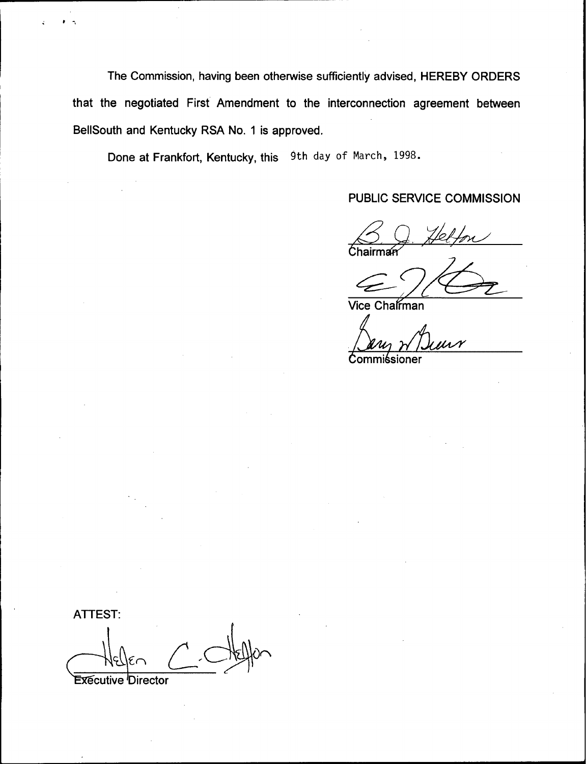The Commission, having been otherwise sufficiently advised, HEREBY ORDERS that the negotiated First Amendment to the interconnection agreement between BellSouth and Kentucky RSA No. 1 is approved.

Done at Frankfort, Kentucky, this 9th day of March, 1998.

PUBLIC SERVICE COMMISSION

Chairman

Vice Chairman

Commissioner

ATTEST:

Executive Director